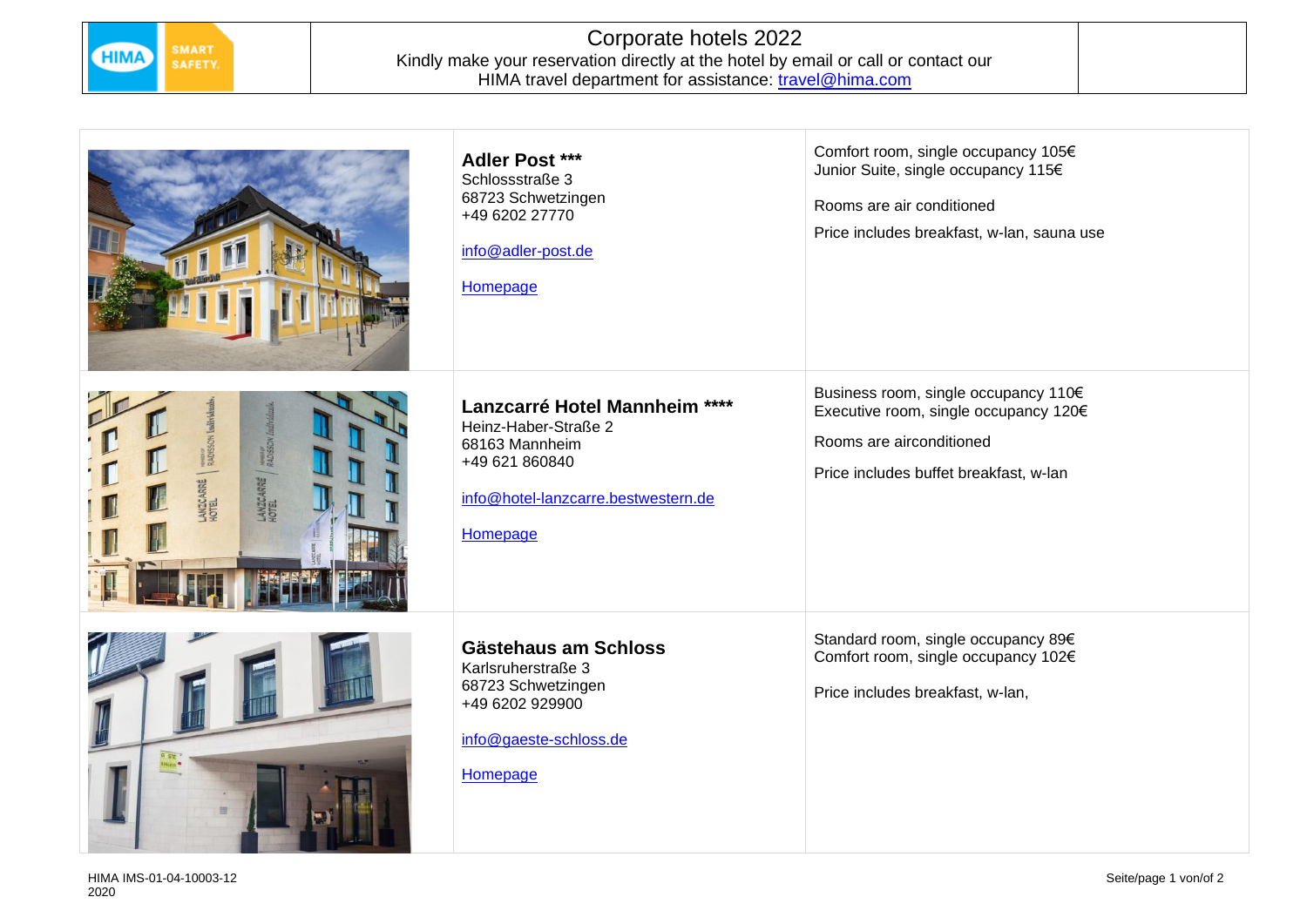# Corporate hotels 2022

Kindly make your reservation directly at the hotel by email or call or contact our HIMA travel department for assistance: travel@hima.com

| | Hotel | Rates |
|---|---|---|
| | **Adler Post ***** <br> Schlossstraße 3 <br> 68723 Schwetzingen <br> +49 6202 27770 <br><br> info@adler-post.de <br><br> Homepage | Comfort room, single occupancy 105€ <br> Junior Suite, single occupancy 115€ <br><br> Rooms are air conditioned <br><br> Price includes breakfast, w-lan, sauna use |
| | **Lanzcarré Hotel Mannheim ****** <br> Heinz-Haber-Straße 2 <br> 68163 Mannheim <br> +49 621 860840 <br><br> info@hotel-lanzcarre.bestwestern.de <br><br> Homepage | Business room, single occupancy 110€ <br> Executive room, single occupancy 120€ <br><br> Rooms are airconditioned <br><br> Price includes buffet breakfast, w-lan |
| | **Gästehaus am Schloss** <br> Karlsruherstraße 3 <br> 68723 Schwetzingen <br> +49 6202 929900 <br><br> info@gaeste-schloss.de <br><br> Homepage | Standard room, single occupancy 89€ <br> Comfort room, single occupancy 102€ <br><br> Price includes breakfast, w-lan, |

HIMA IMS-01-04-10003-12
2020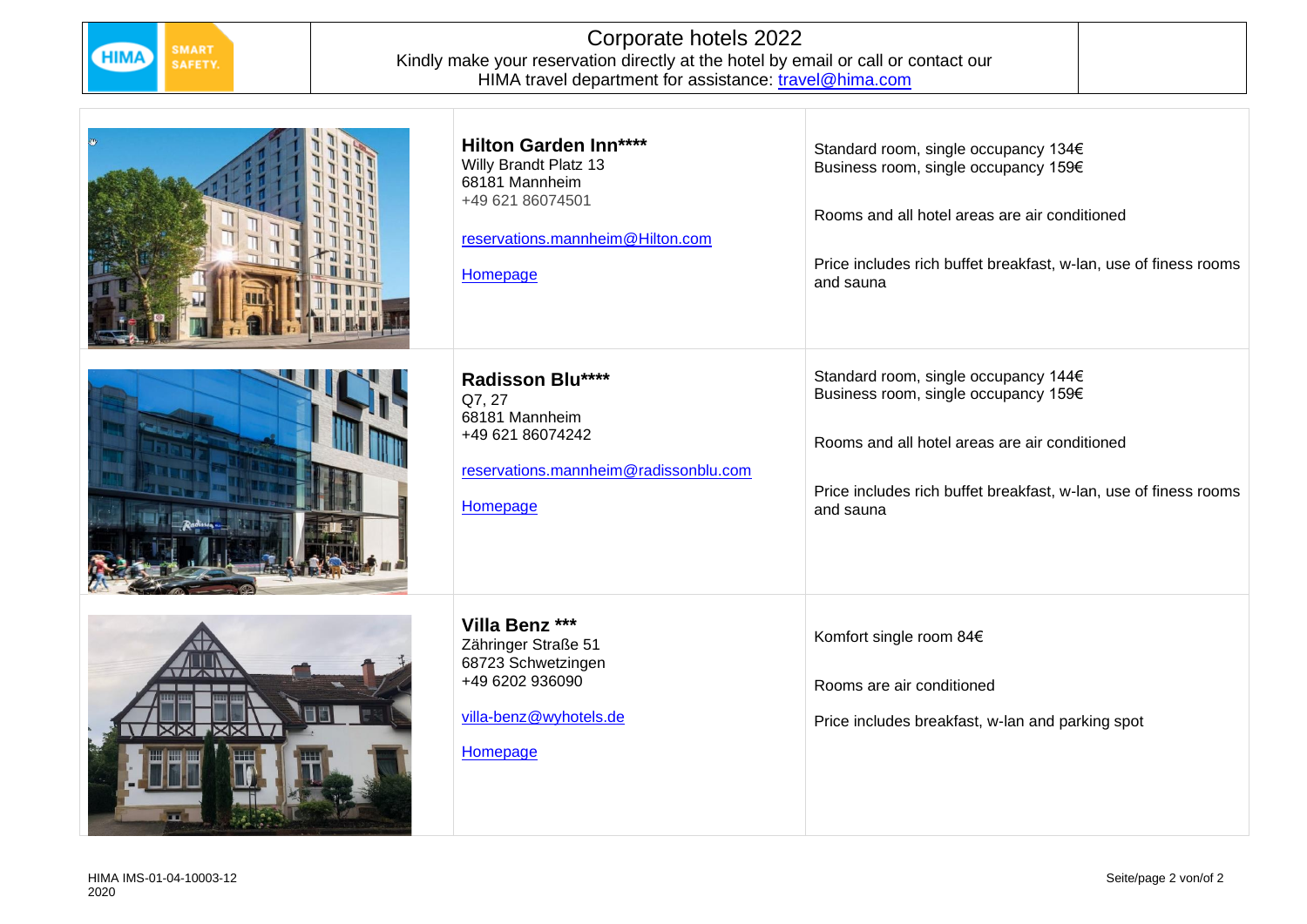| | | |
|---|---|---|
| HIMA SMART SAFETY. | Corporate hotels 2022<br>Kindly make your reservation directly at the hotel by email or call or contact our HIMA travel department for assistance: travel@hima.com | |

| | | |
|---|---|---|
| | **Hilton Garden Inn\*\*\*\***<br>Willy Brandt Platz 13<br>68181 Mannheim<br>+49 621 86074501<br><br>reservations.mannheim@Hilton.com<br><br>Homepage | Standard room, single occupancy 134€<br>Business room, single occupancy 159€<br><br>Rooms and all hotel areas are air conditioned<br><br>Price includes rich buffet breakfast, w-lan, use of finess rooms and sauna |
| | **Radisson Blu\*\*\*\***<br>Q7, 27<br>68181 Mannheim<br>+49 621 86074242<br><br>reservations.mannheim@radissonblu.com<br><br>Homepage | Standard room, single occupancy 144€<br>Business room, single occupancy 159€<br><br>Rooms and all hotel areas are air conditioned<br><br>Price includes rich buffet breakfast, w-lan, use of finess rooms and sauna |
| | **Villa Benz \*\*\***<br>Zähringer Straße 51<br>68723 Schwetzingen<br>+49 6202 936090<br><br>villa-benz@wyhotels.de<br><br>Homepage | Komfort single room 84€<br><br>Rooms are air conditioned<br><br>Price includes breakfast, w-lan and parking spot |

HIMA IMS-01-04-10003-12
2020